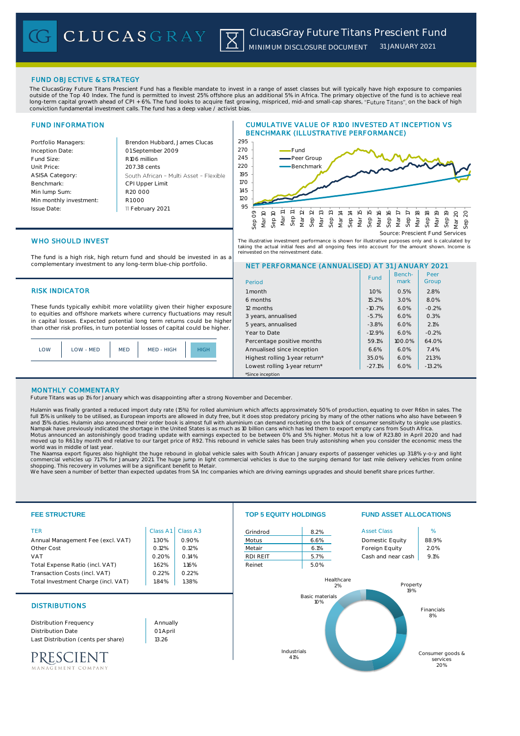# CLUCASGRAY

## ClucasGray Future Titans Prescient Fund

MINIMUM DISCLOSURE DOCUMENT 31 JANUARY 2021

## FUND OBJECTIVE & STRATEGY

The ClucasGray Future Titans Prescient Fund has a flexible mandate to invest in a range of asset classes but will typically have high exposure to companies outside of the Top 40 Index. The fund is permitted to invest 25% offshore plus an additional 5% in Africa. The primary objective of the fund is to achieve real long-term capital growth ahead of CPI + 6%. The fund looks to acquire fast growing, mispriced, mid-and small-cap shares, "Future Titans", on the back of high conviction fundamental investment calls. The fund has a deep value / activist bias.

## FUND INFORMATION

| | |
|---|---|
| Portfolio Managers: | Brendon Hubbard, James Clucas |
| Inception Date: | 01 September 2009 |
| Fund Size: | R106 million |
| Unit Price: | 207.38 cents |
| ASISA Category: | South African – Multi Asset – Flexible |
| Benchmark: | CPI Upper Limit |
| Min lump Sum: | R20 000 |
| Min monthly investment: | R1000 |
| Issue Date: | 11 February 2021 |

## CUMULATIVE VALUE OF R100 INVESTED AT INCEPTION VS BENCHMARK (ILLUSTRATIVE PERFORMANCE)

Source: Prescient Fund Services

The illustrative investment performance is shown for illustrative purposes only and is calculated by taking the actual initial fees and all ongoing fees into account for the amount shown. Income is reinvested on the reinvestment date.

## WHO SHOULD INVEST

The fund is a high risk, high return fund and should be invested in as a complementary investment to any long-term blue-chip portfolio.

## RISK INDICATOR

These funds typically exhibit more volatility given their higher exposure to equities and offshore markets where currency fluctuations may result in capital losses. Expected potential long term returns could be higher than other risk profiles, in turn potential losses of capital could be higher.

LOW | LOW - MED | MED | MED - HIGH | **HIGH**

## NET PERFORMANCE (ANNUALISED) AT 31 JANUARY 2021

| Period | Fund | Benchmark | Peer Group |
|---|---|---|---|
| 1 month | 1.0% | 0.5% | 2.8% |
| 6 months | 15.2% | 3.0% | 8.0% |
| 12 months | -10.7% | 6.0% | -0.2% |
| 3 years, annualised | -5.7% | 6.0% | 0.3% |
| 5 years, annualised | -3.8% | 6.0% | 2.1% |
| Year to Date | -12.9% | 6.0% | -0.2% |
| Percentage positive months | 59.1% | 100.0% | 64.0% |
| Annualised since inception | 6.6% | 6.0% | 7.4% |
| Highest rolling 1-year return* | 35.0% | 6.0% | 21.3% |
| Lowest rolling 1-year return* | -27.1% | 6.0% | -13.2% |

*Since inception

## MONTHLY COMMENTARY

Future Titans was up 1% for January which was disappointing after a strong November and December.

Hulamin was finally granted a reduced import duty rate (15%) for rolled aluminium which affects approximately 50% of production, equating to over R6bn in sales. The full 15% is unlikely to be utilised, as European imports are allowed in duty free, but it does stop predatory pricing by many of the other nations who also have between 9 and 15% duties. Hulamin also announced their order book is almost full with aluminium can demand rocketing on the back of consumer sensitivity to single use plastics. Nampak have previously indicated the shortage in the United States is as much as 10 billion cans which has led them to export empty cans from South Africa.
Motus announced an astonishingly good trading update with earnings expected to be between 0% and 5% higher. Motus hit a low of R23.80 in April 2020 and had moved up to R61 by month end relative to our target price of R92. This rebound in vehicle sales has been truly astonishing when you consider the economic mess the world was in middle of last year.
The Naamsa export figures also highlight the huge rebound in global vehicle sales with South African January exports of passenger vehicles up 31.8% y-o-y and light commercial vehicles up 71.7% for January 2021. The huge jump in light commercial vehicles is due to the surging demand for last mile delivery vehicles from online shopping. This recovery in volumes will be a significant benefit to Metair.
We have seen a number of better than expected updates from SA Inc companies which are driving earnings upgrades and should benefit share prices further.

## FEE STRUCTURE

| TER | Class A1 | Class A3 |
|---|---|---|
| Annual Management Fee (excl. VAT) | 1.30% | 0.90% |
| Other Cost | 0.12% | 0.12% |
| VAT | 0.20% | 0.14% |
| Total Expense Ratio (incl. VAT) | 1.62% | 1.16% |
| Transaction Costs (incl. VAT) | 0.22% | 0.22% |
| Total Investment Charge (incl. VAT) | 1.84% | 1.38% |

## TOP 5 EQUITY HOLDINGS

| | |
|---|---|
| Grindrod | 8.2% |
| Motus | 6.6% |
| Metair | 6.1% |
| RDI REIT | 5.7% |
| Reinet | 5.0% |

## FUND ASSET ALLOCATIONS

| Asset Class | % |
|---|---|
| Domestic Equity | 88.9% |
| Foreign Equity | 2.0% |
| Cash and near cash | 9.1% |

Healthcare 2%, Property 19%, Financials 8%, Consumer goods & services 20%, Industrials 41%, Basic materials 10%

## DISTRIBUTIONS

| | |
|---|---|
| Distribution Frequency | Annually |
| Distribution Date | 01 April |
| Last Distribution (cents per share) | 13.26 |

PRESCIENT MANAGEMENT COMPANY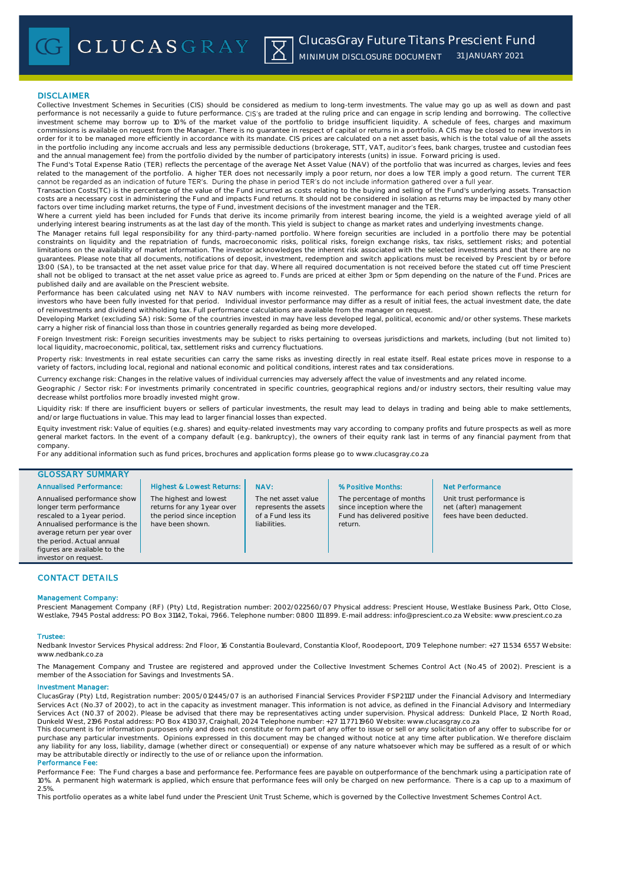# ClucasGray Future Titans Prescient Fund

MINIMUM DISCLOSURE DOCUMENT 31 JANUARY 2021

## DISCLAIMER

Collective Investment Schemes in Securities (CIS) should be considered as medium to long-term investments. The value may go up as well as down and past performance is not necessarily a guide to future performance. CIS's are traded at the ruling price and can engage in scrip lending and borrowing. The collective investment scheme may borrow up to 10% of the market value of the portfolio to bridge insufficient liquidity. A schedule of fees, charges and maximum commissions is available on request from the Manager. There is no guarantee in respect of capital or returns in a portfolio. A CIS may be closed to new investors in order for it to be managed more efficiently in accordance with its mandate. CIS prices are calculated on a net asset basis, which is the total value of all the assets in the portfolio including any income accruals and less any permissible deductions (brokerage, STT, VAT, auditor's fees, bank charges, trustee and custodian fees and the annual management fee) from the portfolio divided by the number of participatory interests (units) in issue. Forward pricing is used.

The Fund's Total Expense Ratio (TER) reflects the percentage of the average Net Asset Value (NAV) of the portfolio that was incurred as charges, levies and fees related to the management of the portfolio. A higher TER does not necessarily imply a poor return, nor does a low TER imply a good return. The current TER cannot be regarded as an indication of future TER's. During the phase in period TER's do not include information gathered over a full year.

Transaction Costs(TC) is the percentage of the value of the Fund incurred as costs relating to the buying and selling of the Fund's underlying assets. Transaction costs are a necessary cost in administering the Fund and impacts Fund returns. It should not be considered in isolation as returns may be impacted by many other factors over time including market returns, the type of Fund, investment decisions of the investment manager and the TER.

Where a current yield has been included for Funds that derive its income primarily from interest bearing income, the yield is a weighted average yield of all underlying interest bearing instruments as at the last day of the month. This yield is subject to change as market rates and underlying investments change.

The Manager retains full legal responsibility for any third-party-named portfolio. Where foreign securities are included in a portfolio there may be potential constraints on liquidity and the repatriation of funds, macroeconomic risks, political risks, foreign exchange risks, tax risks, settlement risks; and potential limitations on the availability of market information. The investor acknowledges the inherent risk associated with the selected investments and that there are no guarantees. Please note that all documents, notifications of deposit, investment, redemption and switch applications must be received by Prescient by or before 13:00 (SA), to be transacted at the net asset value price for that day. Where all required documentation is not received before the stated cut off time Prescient shall not be obliged to transact at the net asset value price as agreed to. Funds are priced at either 3pm or 5pm depending on the nature of the Fund. Prices are published daily and are available on the Prescient website.

Performance has been calculated using net NAV to NAV numbers with income reinvested. The performance for each period shown reflects the return for investors who have been fully invested for that period. Individual investor performance may differ as a result of initial fees, the actual investment date, the date of reinvestments and dividend withholding tax. Full performance calculations are available from the manager on request.

Developing Market (excluding SA) risk: Some of the countries invested in may have less developed legal, political, economic and/or other systems. These markets carry a higher risk of financial loss than those in countries generally regarded as being more developed.

Foreign Investment risk: Foreign securities investments may be subject to risks pertaining to overseas jurisdictions and markets, including (but not limited to) local liquidity, macroeconomic, political, tax, settlement risks and currency fluctuations.

Property risk: Investments in real estate securities can carry the same risks as investing directly in real estate itself. Real estate prices move in response to a variety of factors, including local, regional and national economic and political conditions, interest rates and tax considerations.

Currency exchange risk: Changes in the relative values of individual currencies may adversely affect the value of investments and any related income.

Geographic / Sector risk: For investments primarily concentrated in specific countries, geographical regions and/or industry sectors, their resulting value may decrease whilst portfolios more broadly invested might grow.

Liquidity risk: If there are insufficient buyers or sellers of particular investments, the result may lead to delays in trading and being able to make settlements, and/or large fluctuations in value. This may lead to larger financial losses than expected.

Equity investment risk: Value of equities (e.g. shares) and equity-related investments may vary according to company profits and future prospects as well as more general market factors. In the event of a company default (e.g. bankruptcy), the owners of their equity rank last in terms of any financial payment from that company.

For any additional information such as fund prices, brochures and application forms please go to www.clucasgray.co.za

## GLOSSARY SUMMARY

**Annualised Performance:** Annualised performance show longer term performance rescaled to a 1 year period. Annualised performance is the average return per year over the period. Actual annual figures are available to the investor on request.

**Highest & Lowest Returns:** The highest and lowest returns for any 1 year over the period since inception have been shown.

**NAV:** The net asset value represents the assets of a Fund less its liabilities.

**% Positive Months:** The percentage of months since inception where the Fund has delivered positive return.

**Net Performance:** Unit trust performance is net (after) management fees have been deducted.

## CONTACT DETAILS

### Management Company:

Prescient Management Company (RF) (Pty) Ltd, Registration number: 2002/022560/07 Physical address: Prescient House, Westlake Business Park, Otto Close, Westlake, 7945 Postal address: PO Box 31142, Tokai, 7966. Telephone number: 0800 111 899. E-mail address: info@prescient.co.za Website: www.prescient.co.za

### Trustee:

Nedbank Investor Services Physical address: 2nd Floor, 16 Constantia Boulevard, Constantia Kloof, Roodepoort, 1709 Telephone number: +27 11 534 6557 Website: www.nedbank.co.za

The Management Company and Trustee are registered and approved under the Collective Investment Schemes Control Act (No.45 of 2002). Prescient is a member of the Association for Savings and Investments SA.

### Investment Manager:

ClucasGray (Pty) Ltd, Registration number: 2005/012445/07 is an authorised Financial Services Provider FSP21117 under the Financial Advisory and Intermediary Services Act (No.37 of 2002), to act in the capacity as investment manager. This information is not advice, as defined in the Financial Advisory and Intermediary Services Act (NO.37 of 2002). Please be advised that there may be representatives acting under supervision. Physical address: Dunkeld Place, 12 North Road, Dunkeld West, 2196 Postal address: PO Box 413037, Craighall, 2024 Telephone number: +27 11 771 1960 Website: www.clucasgray.co.za

This document is for information purposes only and does not constitute or form part of any offer to issue or sell or any solicitation of any offer to subscribe for or purchase any particular investments. Opinions expressed in this document may be changed without notice at any time after publication. We therefore disclaim any liability for any loss, liability, damage (whether direct or consequential) or expense of any nature whatsoever which may be suffered as a result of or which may be attributable directly or indirectly to the use of or reliance upon the information.

### Performance Fee:

Performance Fee: The Fund charges a base and performance fee. Performance fees are payable on outperformance of the benchmark using a participation rate of 10%. A permanent high watermark is applied, which ensure that performance fees will only be charged on new performance. There is a cap up to a maximum of 2.5%.

This portfolio operates as a white label fund under the Prescient Unit Trust Scheme, which is governed by the Collective Investment Schemes Control Act.